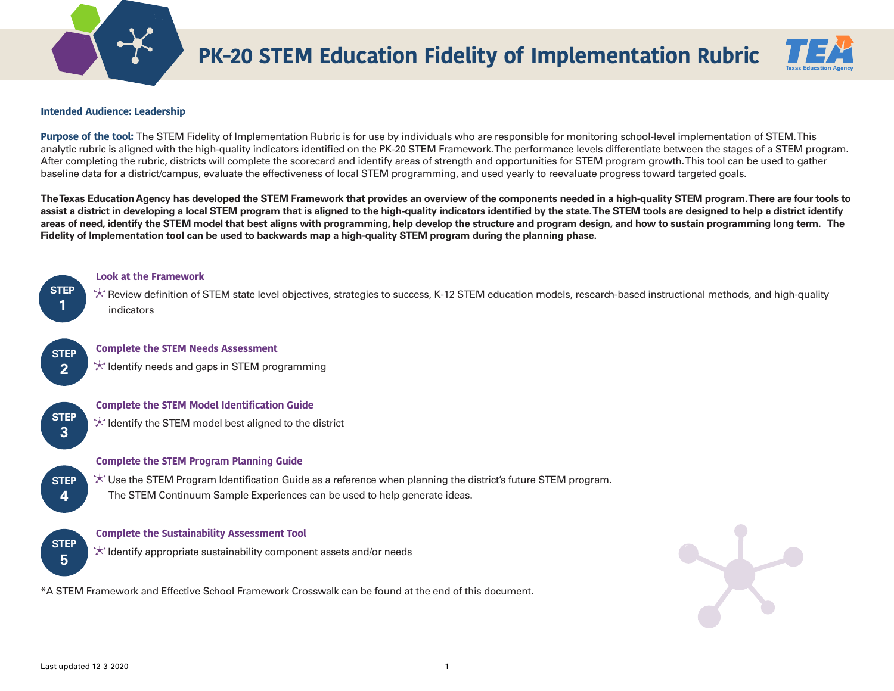# PK-20 STEM Education Fidelity of Implementation Rubric

**Intended Audience: Leadership**

**Purpose of the tool:** The STEM Fidelity of Implementation Rubric is for use by individuals who are responsible for monitoring school-level implementation of STEM. This analytic rubric is aligned with the high-quality indicators identified on the PK-20 STEM Framework. The performance levels differentiate between the stages of a STEM program. After completing the rubric, districts will complete the scorecard and identify areas of strength and opportunities for STEM program growth. This tool can be used to gather baseline data for a district/campus, evaluate the effectiveness of local STEM programming, and used yearly to reevaluate progress toward targeted goals.

**The Texas Education Agency has developed the STEM Framework that provides an overview of the components needed in a high-quality STEM program. There are four tools to assist a district in developing a local STEM program that is aligned to the high-quality indicators identified by the state. The STEM tools are designed to help a district identify areas of need, identify the STEM model that best aligns with programming, help develop the structure and program design, and how to sustain programming long term. The Fidelity of Implementation tool can be used to backwards map a high-quality STEM program during the planning phase.**

**STEP 1**

### Look at the Framework

- Review definition of STEM state level objectives, strategies to success, K-12 STEM education models, research-based instructional methods, and high-quality indicators

**STEP 2**

### Complete the STEM Needs Assessment

- Identify needs and gaps in STEM programming

**STEP 3**

### Complete the STEM Model Identification Guide

- Identify the STEM model best aligned to the district

**STEP 4**

### Complete the STEM Program Planning Guide

- Use the STEM Program Identification Guide as a reference when planning the district's future STEM program. The STEM Continuum Sample Experiences can be used to help generate ideas.

**STEP 5**

### Complete the Sustainability Assessment Tool

- Identify appropriate sustainability component assets and/or needs

*A STEM Framework and Effective School Framework Crosswalk can be found at the end of this document.

Last updated 12-3-2020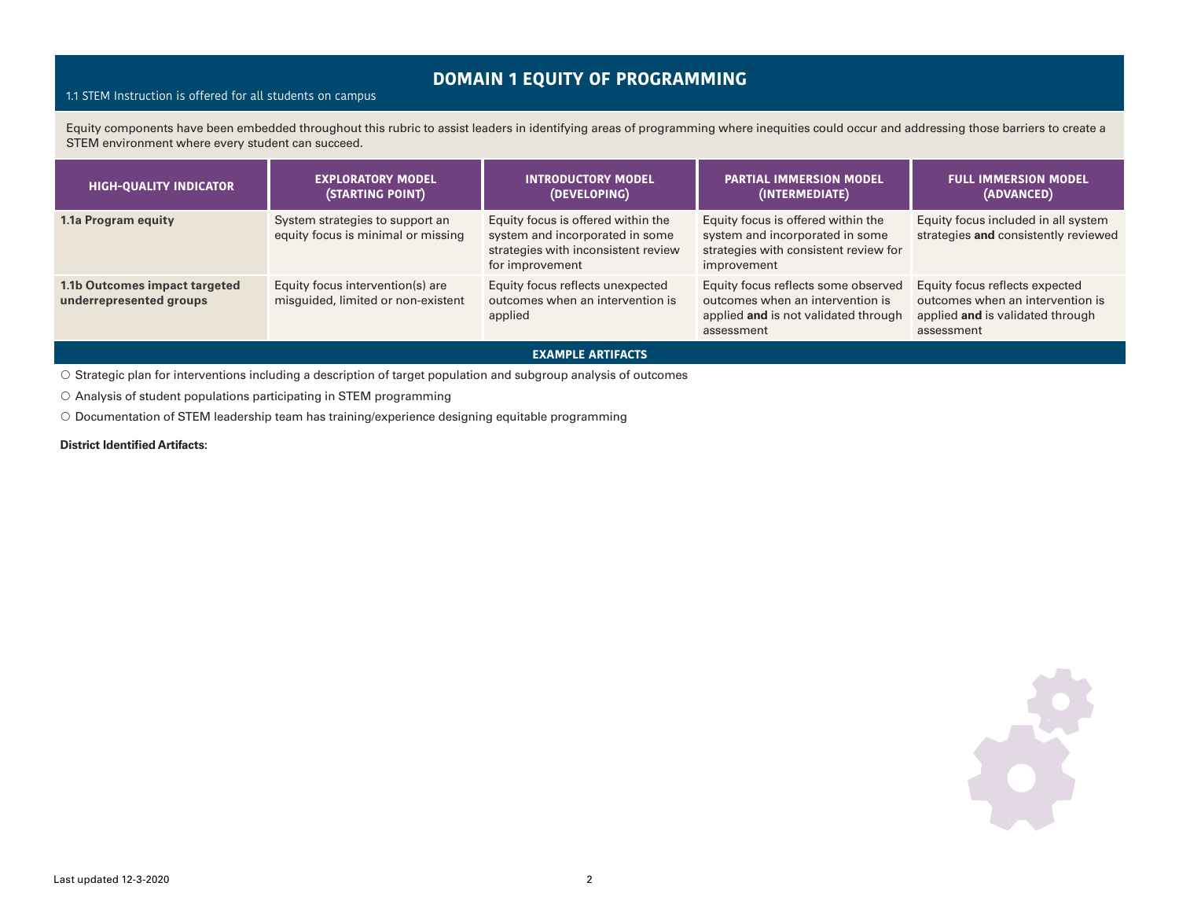# DOMAIN 1 EQUITY OF PROGRAMMING

1.1 STEM Instruction is offered for all students on campus

Equity components have been embedded throughout this rubric to assist leaders in identifying areas of programming where inequities could occur and addressing those barriers to create a STEM environment where every student can succeed.

| HIGH-QUALITY INDICATOR | EXPLORATORY MODEL (STARTING POINT) | INTRODUCTORY MODEL (DEVELOPING) | PARTIAL IMMERSION MODEL (INTERMEDIATE) | FULL IMMERSION MODEL (ADVANCED) |
|---|---|---|---|---|
| **1.1a Program equity** | System strategies to support an equity focus is minimal or missing | Equity focus is offered within the system and incorporated in some strategies with inconsistent review for improvement | Equity focus is offered within the system and incorporated in some strategies with consistent review for improvement | Equity focus included in all system strategies **and** consistently reviewed |
| **1.1b Outcomes impact targeted underrepresented groups** | Equity focus intervention(s) are misguided, limited or non-existent | Equity focus reflects unexpected outcomes when an intervention is applied | Equity focus reflects some observed outcomes when an intervention is applied **and** is not validated through assessment | Equity focus reflects expected outcomes when an intervention is applied **and** is validated through assessment |

**EXAMPLE ARTIFACTS**

○ Strategic plan for interventions including a description of target population and subgroup analysis of outcomes

○ Analysis of student populations participating in STEM programming

○ Documentation of STEM leadership team has training/experience designing equitable programming

**District Identified Artifacts:**

Last updated 12-3-2020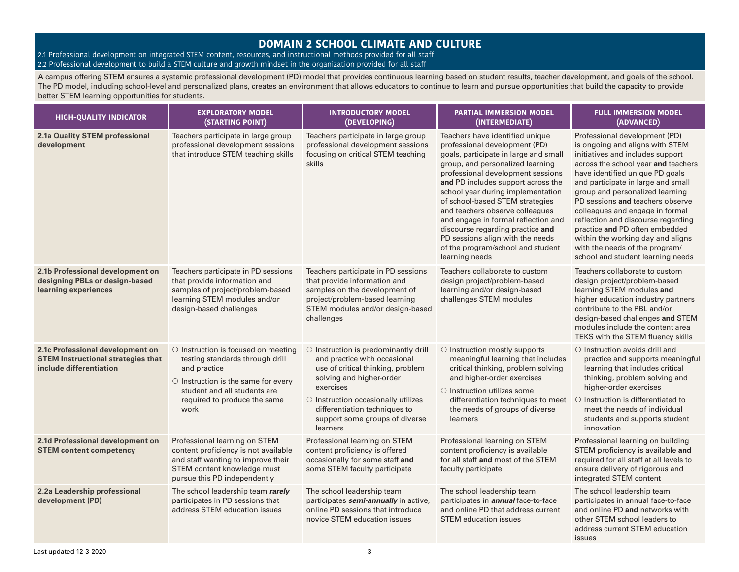# DOMAIN 2 SCHOOL CLIMATE AND CULTURE

2.1 Professional development on integrated STEM content, resources, and instructional methods provided for all staff
2.2 Professional development to build a STEM culture and growth mindset in the organization provided for all staff

A campus offering STEM ensures a systemic professional development (PD) model that provides continuous learning based on student results, teacher development, and goals of the school. The PD model, including school-level and personalized plans, creates an environment that allows educators to continue to learn and pursue opportunities that build the capacity to provide better STEM learning opportunities for students.

| HIGH-QUALITY INDICATOR | EXPLORATORY MODEL (STARTING POINT) | INTRODUCTORY MODEL (DEVELOPING) | PARTIAL IMMERSION MODEL (INTERMEDIATE) | FULL IMMERSION MODEL (ADVANCED) |
|---|---|---|---|---|
| **2.1a Quality STEM professional development** | Teachers participate in large group professional development sessions that introduce STEM teaching skills | Teachers participate in large group professional development sessions focusing on critical STEM teaching skills | Teachers have identified unique professional development (PD) goals, participate in large and small group, and personalized learning professional development sessions **and** PD includes support across the school year during implementation of school-based STEM strategies and teachers observe colleagues and engage in formal reflection and discourse regarding practice **and** PD sessions align with the needs of the program/school and student learning needs | Professional development (PD) is ongoing and aligns with STEM initiatives and includes support across the school year **and** teachers have identified unique PD goals and participate in large and small group and personalized learning PD sessions **and** teachers observe colleagues and engage in formal reflection and discourse regarding practice **and** PD often embedded within the working day and aligns with the needs of the program/ school and student learning needs |
| **2.1b Professional development on designing PBLs or design-based learning experiences** | Teachers participate in PD sessions that provide information and samples of project/problem-based learning STEM modules and/or design-based challenges | Teachers participate in PD sessions that provide information and samples on the development of project/problem-based learning STEM modules and/or design-based challenges | Teachers collaborate to custom design project/problem-based learning and/or design-based challenges STEM modules | Teachers collaborate to custom design project/problem-based learning STEM modules **and** higher education industry partners contribute to the PBL and/or design-based challenges **and** STEM modules include the content area TEKS with the STEM fluency skills |
| **2.1c Professional development on STEM Instructional strategies that include differentiation** | ○ Instruction is focused on meeting testing standards through drill and practice<br>○ Instruction is the same for every student and all students are required to produce the same work | ○ Instruction is predominantly drill and practice with occasional use of critical thinking, problem solving and higher-order exercises<br>○ Instruction occasionally utilizes differentiation techniques to support some groups of diverse learners | ○ Instruction mostly supports meaningful learning that includes critical thinking, problem solving and higher-order exercises<br>○ Instruction utilizes some differentiation techniques to meet the needs of groups of diverse learners | ○ Instruction avoids drill and practice and supports meaningful learning that includes critical thinking, problem solving and higher-order exercises<br>○ Instruction is differentiated to meet the needs of individual students and supports student innovation |
| **2.1d Professional development on STEM content competency** | Professional learning on STEM content proficiency is not available and staff wanting to improve their STEM content knowledge must pursue this PD independently | Professional learning on STEM content proficiency is offered occasionally for some staff **and** some STEM faculty participate | Professional learning on STEM content proficiency is available for all staff **and** most of the STEM faculty participate | Professional learning on building STEM proficiency is available **and** required for all staff at all levels to ensure delivery of rigorous and integrated STEM content |
| **2.2a Leadership professional development (PD)** | The school leadership team ***rarely*** participates in PD sessions that address STEM education issues | The school leadership team participates ***semi-annually*** in active, online PD sessions that introduce novice STEM education issues | The school leadership team participates in ***annual*** face-to-face and online PD that address current STEM education issues | The school leadership team participates in annual face-to-face and online PD **and** networks with other STEM school leaders to address current STEM education issues |

Last updated 12-3-2020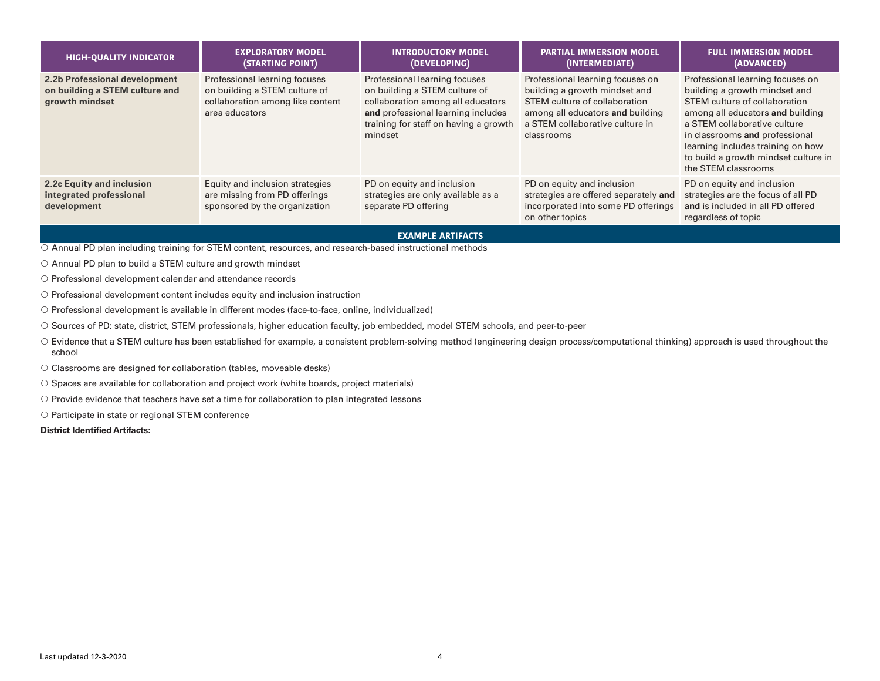| HIGH-QUALITY INDICATOR | EXPLORATORY MODEL (STARTING POINT) | INTRODUCTORY MODEL (DEVELOPING) | PARTIAL IMMERSION MODEL (INTERMEDIATE) | FULL IMMERSION MODEL (ADVANCED) |
|---|---|---|---|---|
| **2.2b Professional development on building a STEM culture and growth mindset** | Professional learning focuses on building a STEM culture of collaboration among like content area educators | Professional learning focuses on building a STEM culture of collaboration among all educators **and** professional learning includes training for staff on having a growth mindset | Professional learning focuses on building a growth mindset and STEM culture of collaboration among all educators **and** building a STEM collaborative culture in classrooms | Professional learning focuses on building a growth mindset and STEM culture of collaboration among all educators **and** building a STEM collaborative culture in classrooms **and** professional learning includes training on how to build a growth mindset culture in the STEM classrooms |
| **2.2c Equity and inclusion integrated professional development** | Equity and inclusion strategies are missing from PD offerings sponsored by the organization | PD on equity and inclusion strategies are only available as a separate PD offering | PD on equity and inclusion strategies are offered separately **and** incorporated into some PD offerings on other topics | PD on equity and inclusion strategies are the focus of all PD **and** is included in all PD offered regardless of topic |

**EXAMPLE ARTIFACTS**

- ○ Annual PD plan including training for STEM content, resources, and research-based instructional methods
- ○ Annual PD plan to build a STEM culture and growth mindset
- ○ Professional development calendar and attendance records
- ○ Professional development content includes equity and inclusion instruction
- ○ Professional development is available in different modes (face-to-face, online, individualized)
- ○ Sources of PD: state, district, STEM professionals, higher education faculty, job embedded, model STEM schools, and peer-to-peer
- ○ Evidence that a STEM culture has been established for example, a consistent problem-solving method (engineering design process/computational thinking) approach is used throughout the school
- ○ Classrooms are designed for collaboration (tables, moveable desks)
- ○ Spaces are available for collaboration and project work (white boards, project materials)
- ○ Provide evidence that teachers have set a time for collaboration to plan integrated lessons
- ○ Participate in state or regional STEM conference

**District Identified Artifacts:**

Last updated 12-3-2020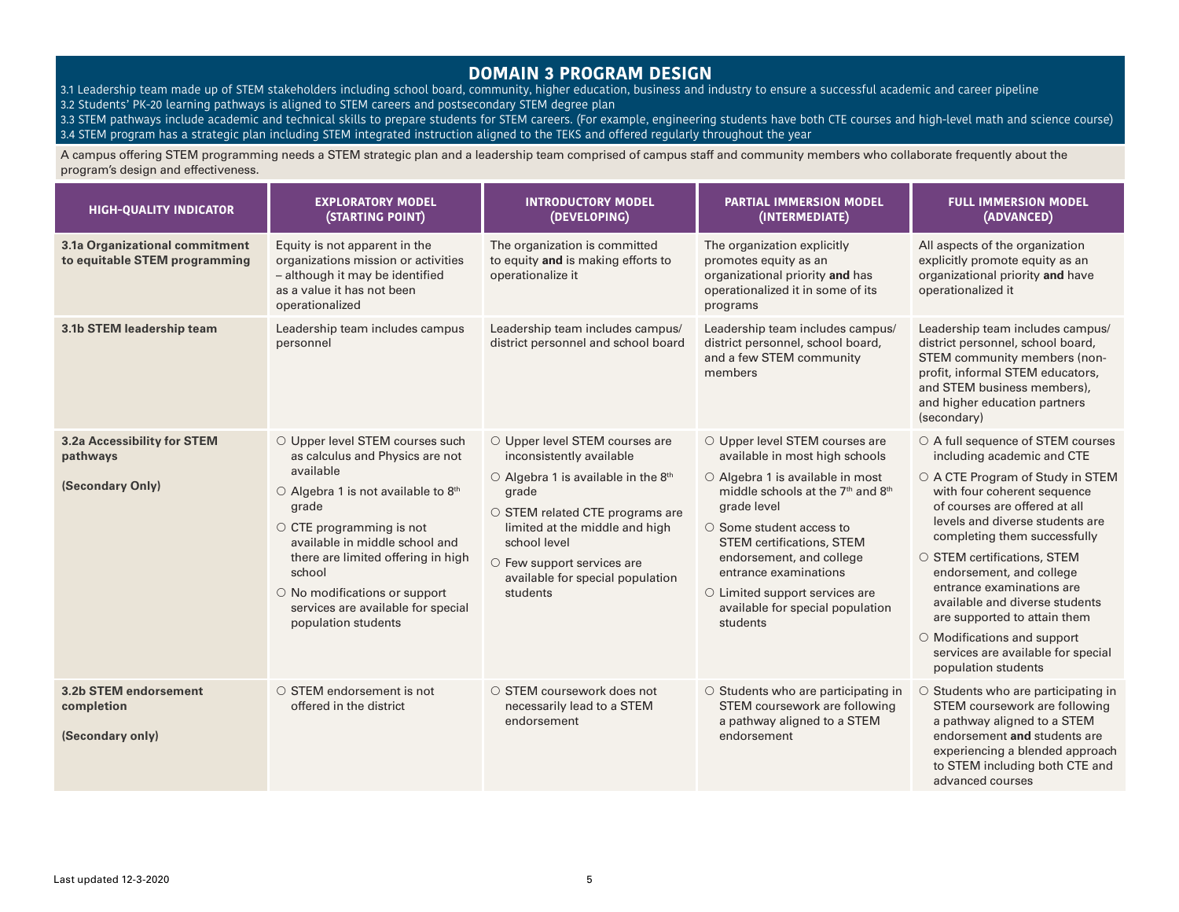# DOMAIN 3 PROGRAM DESIGN

3.1 Leadership team made up of STEM stakeholders including school board, community, higher education, business and industry to ensure a successful academic and career pipeline
3.2 Students' PK-20 learning pathways is aligned to STEM careers and postsecondary STEM degree plan
3.3 STEM pathways include academic and technical skills to prepare students for STEM careers. (For example, engineering students have both CTE courses and high-level math and science course)
3.4 STEM program has a strategic plan including STEM integrated instruction aligned to the TEKS and offered regularly throughout the year

A campus offering STEM programming needs a STEM strategic plan and a leadership team comprised of campus staff and community members who collaborate frequently about the program's design and effectiveness.

| HIGH-QUALITY INDICATOR | EXPLORATORY MODEL (STARTING POINT) | INTRODUCTORY MODEL (DEVELOPING) | PARTIAL IMMERSION MODEL (INTERMEDIATE) | FULL IMMERSION MODEL (ADVANCED) |
|---|---|---|---|---|
| **3.1a Organizational commitment to equitable STEM programming** | Equity is not apparent in the organizations mission or activities – although it may be identified as a value it has not been operationalized | The organization is committed to equity **and** is making efforts to operationalize it | The organization explicitly promotes equity as an organizational priority **and** has operationalized it in some of its programs | All aspects of the organization explicitly promote equity as an organizational priority **and** have operationalized it |
| **3.1b STEM leadership team** | Leadership team includes campus personnel | Leadership team includes campus/ district personnel and school board | Leadership team includes campus/ district personnel, school board, and a few STEM community members | Leadership team includes campus/ district personnel, school board, STEM community members (non-profit, informal STEM educators, and STEM business members), and higher education partners (secondary) |
| **3.2a Accessibility for STEM pathways** <br><br> **(Secondary Only)** | ○ Upper level STEM courses such as calculus and Physics are not available <br> ○ Algebra 1 is not available to 8th grade <br> ○ CTE programming is not available in middle school and there are limited offering in high school <br> ○ No modifications or support services are available for special population students | ○ Upper level STEM courses are inconsistently available <br> ○ Algebra 1 is available in the 8th grade <br> ○ STEM related CTE programs are limited at the middle and high school level <br> ○ Few support services are available for special population students | ○ Upper level STEM courses are available in most high schools <br> ○ Algebra 1 is available in most middle schools at the 7th and 8th grade level <br> ○ Some student access to STEM certifications, STEM endorsement, and college entrance examinations <br> ○ Limited support services are available for special population students | ○ A full sequence of STEM courses including academic and CTE <br> ○ A CTE Program of Study in STEM with four coherent sequence of courses are offered at all levels and diverse students are completing them successfully <br> ○ STEM certifications, STEM endorsement, and college entrance examinations are available and diverse students are supported to attain them <br> ○ Modifications and support services are available for special population students |
| **3.2b STEM endorsement completion** <br><br> **(Secondary only)** | ○ STEM endorsement is not offered in the district | ○ STEM coursework does not necessarily lead to a STEM endorsement | ○ Students who are participating in STEM coursework are following a pathway aligned to a STEM endorsement | ○ Students who are participating in STEM coursework are following a pathway aligned to a STEM endorsement **and** students are experiencing a blended approach to STEM including both CTE and advanced courses |

Last updated 12-3-2020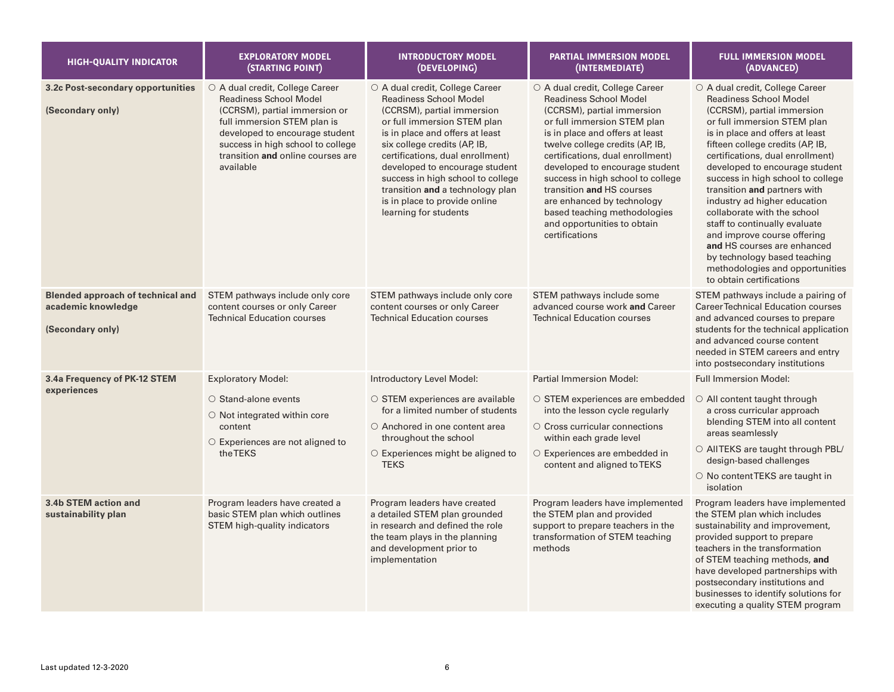| HIGH-QUALITY INDICATOR | EXPLORATORY MODEL (STARTING POINT) | INTRODUCTORY MODEL (DEVELOPING) | PARTIAL IMMERSION MODEL (INTERMEDIATE) | FULL IMMERSION MODEL (ADVANCED) |
|---|---|---|---|---|
| **3.2c Post-secondary opportunities**<br><br>**(Secondary only)** | ○ A dual credit, College Career Readiness School Model (CCRSM), partial immersion or full immersion STEM plan is developed to encourage student success in high school to college transition **and** online courses are available | ○ A dual credit, College Career Readiness School Model (CCRSM), partial immersion or full immersion STEM plan is in place and offers at least six college credits (AP, IB, certifications, dual enrollment) developed to encourage student success in high school to college transition **and** a technology plan is in place to provide online learning for students | ○ A dual credit, College Career Readiness School Model (CCRSM), partial immersion or full immersion STEM plan is in place and offers at least twelve college credits (AP, IB, certifications, dual enrollment) developed to encourage student success in high school to college transition **and** HS courses are enhanced by technology based teaching methodologies and opportunities to obtain certifications | ○ A dual credit, College Career Readiness School Model (CCRSM), partial immersion or full immersion STEM plan is in place and offers at least fifteen college credits (AP, IB, certifications, dual enrollment) developed to encourage student success in high school to college transition **and** partners with industry ad higher education collaborate with the school staff to continually evaluate and improve course offering **and** HS courses are enhanced by technology based teaching methodologies and opportunities to obtain certifications |
| **Blended approach of technical and academic knowledge**<br><br>**(Secondary only)** | STEM pathways include only core content courses or only Career Technical Education courses | STEM pathways include only core content courses or only Career Technical Education courses | STEM pathways include some advanced course work **and** Career Technical Education courses | STEM pathways include a pairing of Career Technical Education courses and advanced courses to prepare students for the technical application and advanced course content needed in STEM careers and entry into postsecondary institutions |
| **3.4a Frequency of PK-12 STEM experiences** | Exploratory Model:<br>○ Stand-alone events<br>○ Not integrated within core content<br>○ Experiences are not aligned to the TEKS | Introductory Level Model:<br>○ STEM experiences are available for a limited number of students<br>○ Anchored in one content area throughout the school<br>○ Experiences might be aligned to TEKS | Partial Immersion Model:<br>○ STEM experiences are embedded into the lesson cycle regularly<br>○ Cross curricular connections within each grade level<br>○ Experiences are embedded in content and aligned to TEKS | Full Immersion Model:<br>○ All content taught through a cross curricular approach blending STEM into all content areas seamlessly<br>○ All TEKS are taught through PBL/design-based challenges<br>○ No content TEKS are taught in isolation |
| **3.4b STEM action and sustainability plan** | Program leaders have created a basic STEM plan which outlines STEM high-quality indicators | Program leaders have created a detailed STEM plan grounded in research and defined the role the team plays in the planning and development prior to implementation | Program leaders have implemented the STEM plan and provided support to prepare teachers in the transformation of STEM teaching methods | Program leaders have implemented the STEM plan which includes sustainability and improvement, provided support to prepare teachers in the transformation of STEM teaching methods, **and** have developed partnerships with postsecondary institutions and businesses to identify solutions for executing a quality STEM program |

Last updated 12-3-2020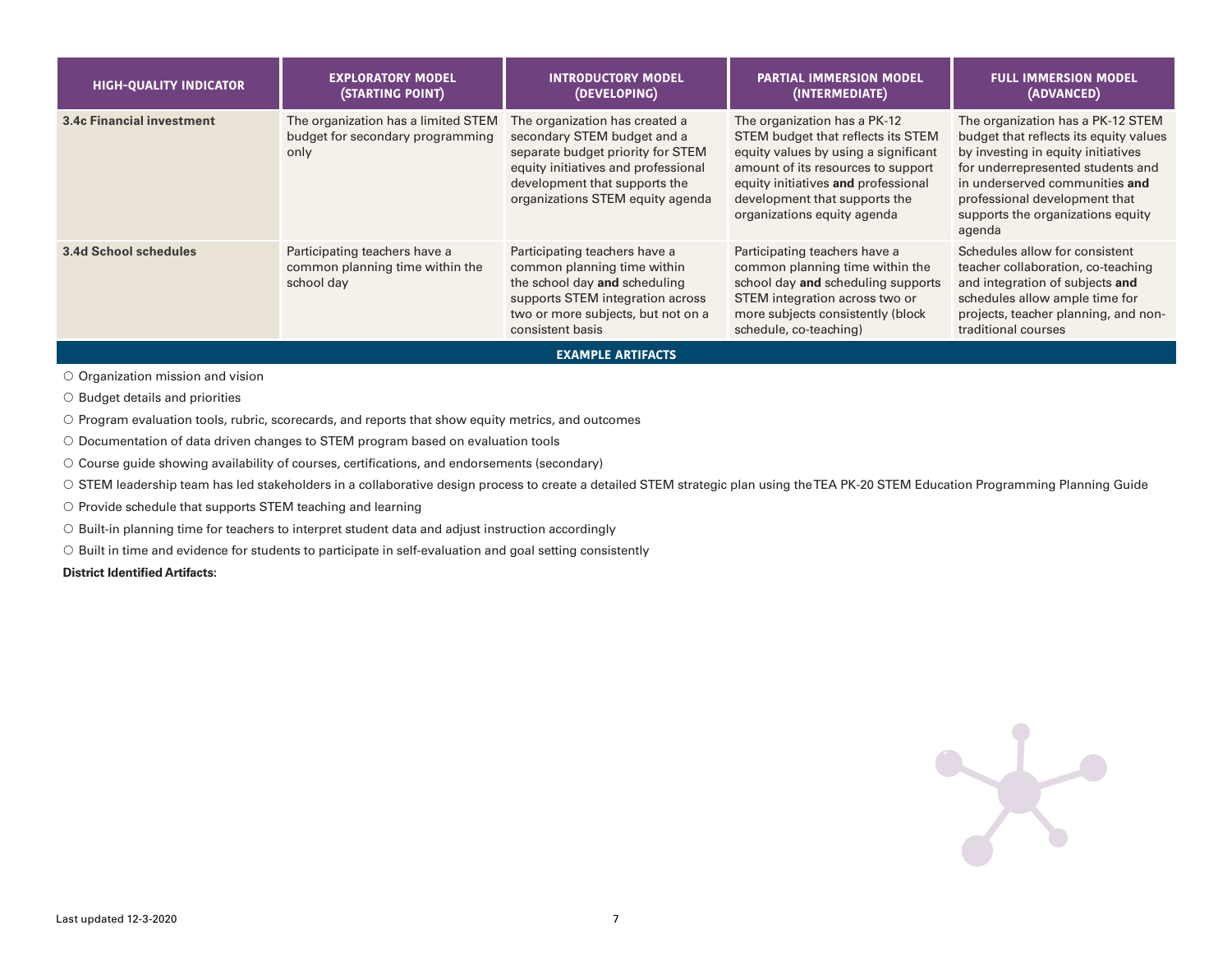| HIGH-QUALITY INDICATOR | EXPLORATORY MODEL (STARTING POINT) | INTRODUCTORY MODEL (DEVELOPING) | PARTIAL IMMERSION MODEL (INTERMEDIATE) | FULL IMMERSION MODEL (ADVANCED) |
|---|---|---|---|---|
| **3.4c Financial investment** | The organization has a limited STEM budget for secondary programming only | The organization has created a secondary STEM budget and a separate budget priority for STEM equity initiatives and professional development that supports the organizations STEM equity agenda | The organization has a PK-12 STEM budget that reflects its STEM equity values by using a significant amount of its resources to support equity initiatives **and** professional development that supports the organizations equity agenda | The organization has a PK-12 STEM budget that reflects its equity values by investing in equity initiatives for underrepresented students and in underserved communities **and** professional development that supports the organizations equity agenda |
| **3.4d School schedules** | Participating teachers have a common planning time within the school day | Participating teachers have a common planning time within the school day **and** scheduling supports STEM integration across two or more subjects, but not on a consistent basis | Participating teachers have a common planning time within the school day **and** scheduling supports STEM integration across two or more subjects consistently (block schedule, co-teaching) | Schedules allow for consistent teacher collaboration, co-teaching and integration of subjects **and** schedules allow ample time for projects, teacher planning, and non-traditional courses |

**EXAMPLE ARTIFACTS**

- ○ Organization mission and vision
- ○ Budget details and priorities
- ○ Program evaluation tools, rubric, scorecards, and reports that show equity metrics, and outcomes
- ○ Documentation of data driven changes to STEM program based on evaluation tools
- ○ Course guide showing availability of courses, certifications, and endorsements (secondary)
- ○ STEM leadership team has led stakeholders in a collaborative design process to create a detailed STEM strategic plan using the TEA PK-20 STEM Education Programming Planning Guide
- ○ Provide schedule that supports STEM teaching and learning
- ○ Built-in planning time for teachers to interpret student data and adjust instruction accordingly
- ○ Built in time and evidence for students to participate in self-evaluation and goal setting consistently

**District Identified Artifacts:**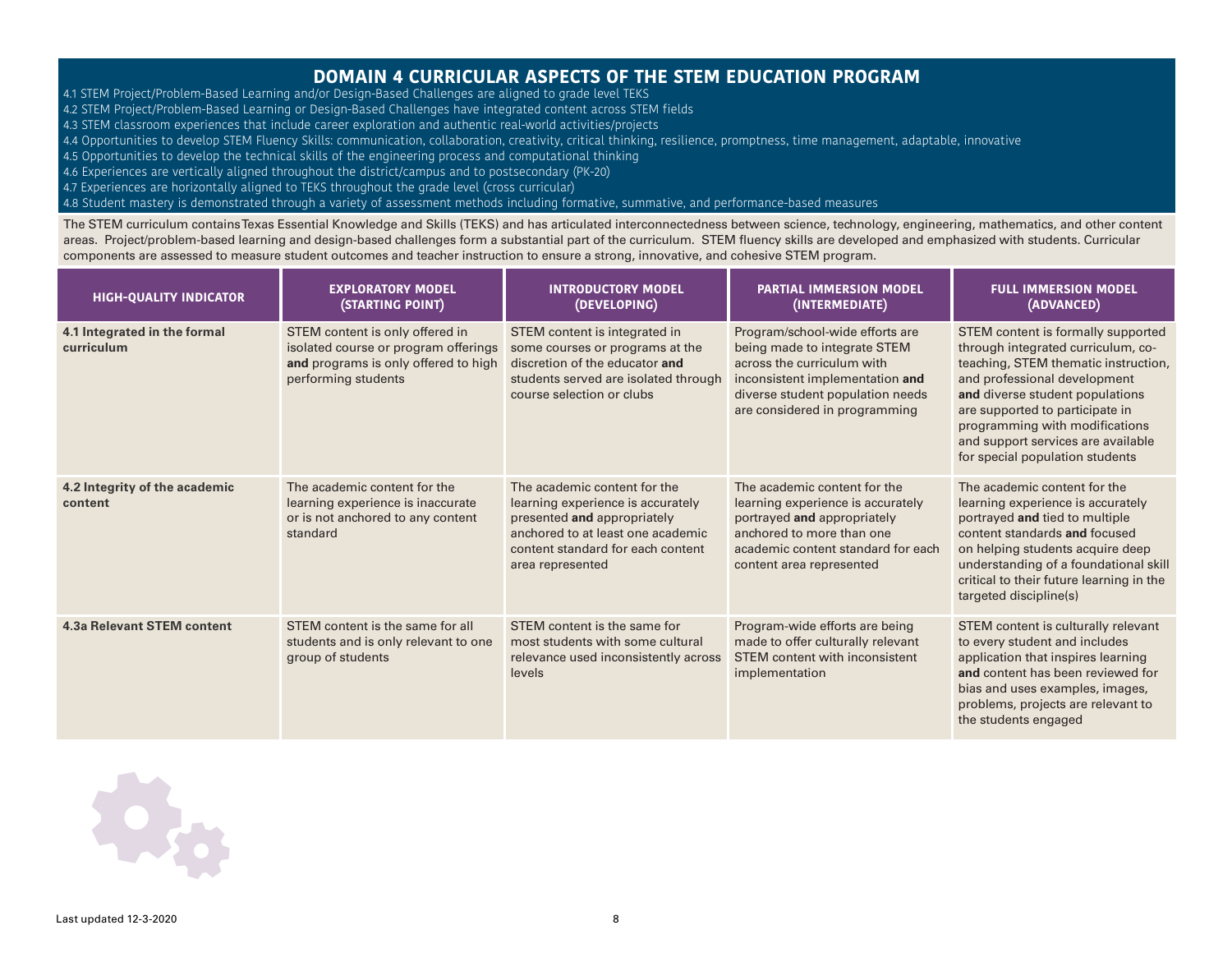## DOMAIN 4 CURRICULAR ASPECTS OF THE STEM EDUCATION PROGRAM

4.1 STEM Project/Problem-Based Learning and/or Design-Based Challenges are aligned to grade level TEKS
4.2 STEM Project/Problem-Based Learning or Design-Based Challenges have integrated content across STEM fields
4.3 STEM classroom experiences that include career exploration and authentic real-world activities/projects
4.4 Opportunities to develop STEM Fluency Skills: communication, collaboration, creativity, critical thinking, resilience, promptness, time management, adaptable, innovative
4.5 Opportunities to develop the technical skills of the engineering process and computational thinking
4.6 Experiences are vertically aligned throughout the district/campus and to postsecondary (PK-20)
4.7 Experiences are horizontally aligned to TEKS throughout the grade level (cross curricular)
4.8 Student mastery is demonstrated through a variety of assessment methods including formative, summative, and performance-based measures

The STEM curriculum contains Texas Essential Knowledge and Skills (TEKS) and has articulated interconnectedness between science, technology, engineering, mathematics, and other content areas. Project/problem-based learning and design-based challenges form a substantial part of the curriculum. STEM fluency skills are developed and emphasized with students. Curricular components are assessed to measure student outcomes and teacher instruction to ensure a strong, innovative, and cohesive STEM program.

| HIGH-QUALITY INDICATOR | EXPLORATORY MODEL (STARTING POINT) | INTRODUCTORY MODEL (DEVELOPING) | PARTIAL IMMERSION MODEL (INTERMEDIATE) | FULL IMMERSION MODEL (ADVANCED) |
|---|---|---|---|---|
| **4.1 Integrated in the formal curriculum** | STEM content is only offered in isolated course or program offerings **and** programs is only offered to high performing students | STEM content is integrated in some courses or programs at the discretion of the educator **and** students served are isolated through course selection or clubs | Program/school-wide efforts are being made to integrate STEM across the curriculum with inconsistent implementation **and** diverse student population needs are considered in programming | STEM content is formally supported through integrated curriculum, co-teaching, STEM thematic instruction, and professional development **and** diverse student populations are supported to participate in programming with modifications and support services are available for special population students |
| **4.2 Integrity of the academic content** | The academic content for the learning experience is inaccurate or is not anchored to any content standard | The academic content for the learning experience is accurately presented **and** appropriately anchored to at least one academic content standard for each content area represented | The academic content for the learning experience is accurately portrayed **and** appropriately anchored to more than one academic content standard for each content area represented | The academic content for the learning experience is accurately portrayed **and** tied to multiple content standards **and** focused on helping students acquire deep understanding of a foundational skill critical to their future learning in the targeted discipline(s) |
| **4.3a Relevant STEM content** | STEM content is the same for all students and is only relevant to one group of students | STEM content is the same for most students with some cultural relevance used inconsistently across levels | Program-wide efforts are being made to offer culturally relevant STEM content with inconsistent implementation | STEM content is culturally relevant to every student and includes application that inspires learning **and** content has been reviewed for bias and uses examples, images, problems, projects are relevant to the students engaged |

Last updated 12-3-2020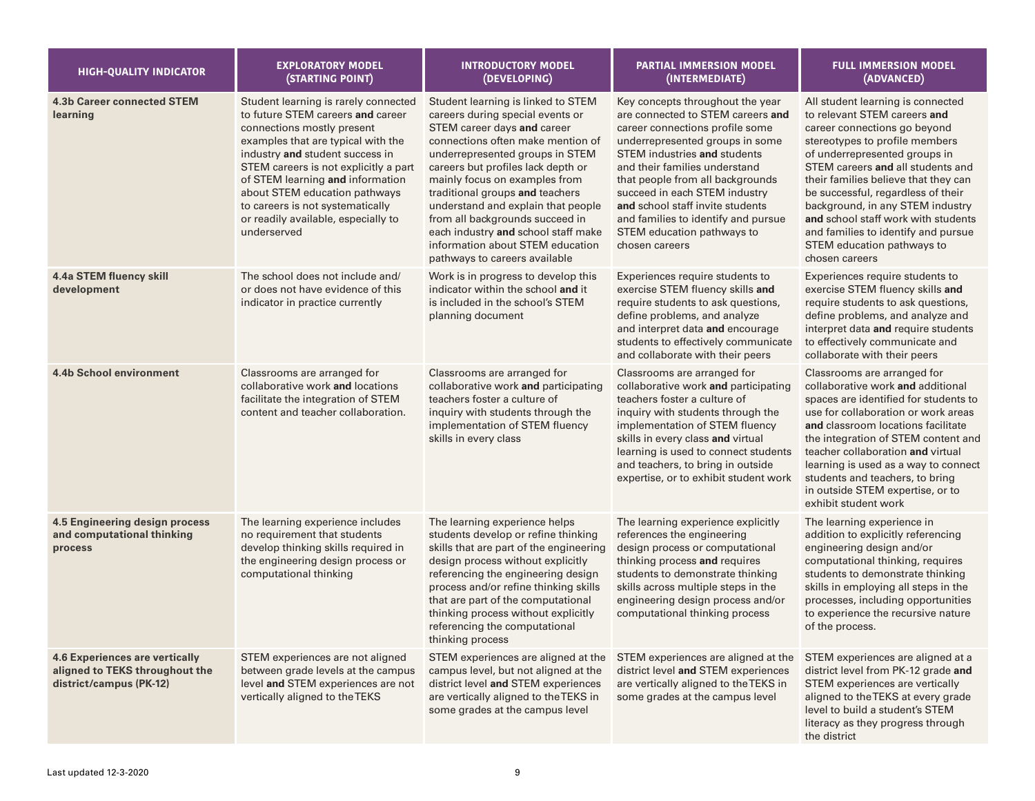| HIGH-QUALITY INDICATOR | EXPLORATORY MODEL (STARTING POINT) | INTRODUCTORY MODEL (DEVELOPING) | PARTIAL IMMERSION MODEL (INTERMEDIATE) | FULL IMMERSION MODEL (ADVANCED) |
|---|---|---|---|---|
| **4.3b Career connected STEM learning** | Student learning is rarely connected to future STEM careers **and** career connections mostly present examples that are typical with the industry **and** student success in STEM careers is not explicitly a part of STEM learning **and** information about STEM education pathways to careers is not systematically or readily available, especially to underserved | Student learning is linked to STEM careers during special events or STEM career days **and** career connections often make mention of underrepresented groups in STEM careers but profiles lack depth or mainly focus on examples from traditional groups **and** teachers understand and explain that people from all backgrounds succeed in each industry **and** school staff make information about STEM education pathways to careers available | Key concepts throughout the year are connected to STEM careers **and** career connections profile some underrepresented groups in some STEM industries **and** students and their families understand that people from all backgrounds succeed in each STEM industry **and** school staff invite students and families to identify and pursue STEM education pathways to chosen careers | All student learning is connected to relevant STEM careers **and** career connections go beyond stereotypes to profile members of underrepresented groups in STEM careers **and** all students and their families believe that they can be successful, regardless of their background, in any STEM industry **and** school staff work with students and families to identify and pursue STEM education pathways to chosen careers |
| **4.4a STEM fluency skill development** | The school does not include and/ or does not have evidence of this indicator in practice currently | Work is in progress to develop this indicator within the school **and** it is included in the school's STEM planning document | Experiences require students to exercise STEM fluency skills **and** require students to ask questions, define problems, and analyze and interpret data **and** encourage students to effectively communicate and collaborate with their peers | Experiences require students to exercise STEM fluency skills **and** require students to ask questions, define problems, and analyze and interpret data **and** require students to effectively communicate and collaborate with their peers |
| **4.4b School environment** | Classrooms are arranged for collaborative work **and** locations facilitate the integration of STEM content and teacher collaboration. | Classrooms are arranged for collaborative work **and** participating teachers foster a culture of inquiry with students through the implementation of STEM fluency skills in every class | Classrooms are arranged for collaborative work **and** participating teachers foster a culture of inquiry with students through the implementation of STEM fluency skills in every class **and** virtual learning is used to connect students and teachers, to bring in outside expertise, or to exhibit student work | Classrooms are arranged for collaborative work **and** additional spaces are identified for students to use for collaboration or work areas **and** classroom locations facilitate the integration of STEM content and teacher collaboration **and** virtual learning is used as a way to connect students and teachers, to bring in outside STEM expertise, or to exhibit student work |
| **4.5 Engineering design process and computational thinking process** | The learning experience includes no requirement that students develop thinking skills required in the engineering design process or computational thinking | The learning experience helps students develop or refine thinking skills that are part of the engineering design process without explicitly referencing the engineering design process and/or refine thinking skills that are part of the computational thinking process without explicitly referencing the computational thinking process | The learning experience explicitly references the engineering design process or computational thinking process **and** requires students to demonstrate thinking skills across multiple steps in the engineering design process and/or computational thinking process | The learning experience in addition to explicitly referencing engineering design and/or computational thinking, requires students to demonstrate thinking skills in employing all steps in the processes, including opportunities to experience the recursive nature of the process. |
| **4.6 Experiences are vertically aligned to TEKS throughout the district/campus (PK-12)** | STEM experiences are not aligned between grade levels at the campus level **and** STEM experiences are not vertically aligned to the TEKS | STEM experiences are aligned at the campus level, but not aligned at the district level **and** STEM experiences are vertically aligned to the TEKS in some grades at the campus level | STEM experiences are aligned at the district level **and** STEM experiences are vertically aligned to the TEKS in some grades at the campus level | STEM experiences are aligned at a district level from PK-12 grade **and** STEM experiences are vertically aligned to the TEKS at every grade level to build a student's STEM literacy as they progress through the district |

Last updated 12-3-2020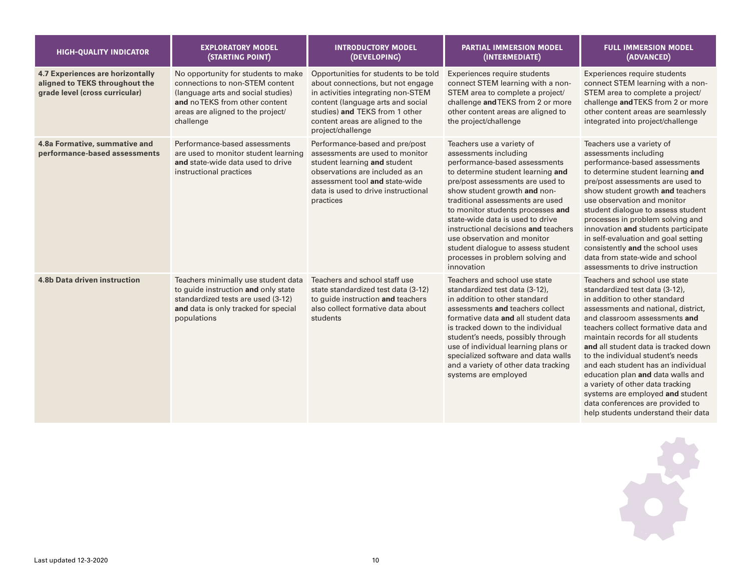| HIGH-QUALITY INDICATOR | EXPLORATORY MODEL (STARTING POINT) | INTRODUCTORY MODEL (DEVELOPING) | PARTIAL IMMERSION MODEL (INTERMEDIATE) | FULL IMMERSION MODEL (ADVANCED) |
|---|---|---|---|---|
| **4.7 Experiences are horizontally aligned to TEKS throughout the grade level (cross curricular)** | No opportunity for students to make connections to non-STEM content (language arts and social studies) **and** no TEKS from other content areas are aligned to the project/ challenge | Opportunities for students to be told about connections, but not engage in activities integrating non-STEM content (language arts and social studies) **and** TEKS from 1 other content areas are aligned to the project/challenge | Experiences require students connect STEM learning with a non-STEM area to complete a project/ challenge **and** TEKS from 2 or more other content areas are aligned to the project/challenge | Experiences require students connect STEM learning with a non-STEM area to complete a project/ challenge **and** TEKS from 2 or more other content areas are seamlessly integrated into project/challenge |
| **4.8a Formative, summative and performance-based assessments** | Performance-based assessments are used to monitor student learning **and** state-wide data used to drive instructional practices | Performance-based and pre/post assessments are used to monitor student learning **and** student observations are included as an assessment tool **and** state-wide data is used to drive instructional practices | Teachers use a variety of assessments including performance-based assessments to determine student learning **and** pre/post assessments are used to show student growth **and** non-traditional assessments are used to monitor students processes **and** state-wide data is used to drive instructional decisions **and** teachers use observation and monitor student dialogue to assess student processes in problem solving and innovation | Teachers use a variety of assessments including performance-based assessments to determine student learning **and** pre/post assessments are used to show student growth **and** teachers use observation and monitor student dialogue to assess student processes in problem solving and innovation **and** students participate in self-evaluation and goal setting consistently **and** the school uses data from state-wide and school assessments to drive instruction |
| **4.8b Data driven instruction** | Teachers minimally use student data to guide instruction **and** only state standardized tests are used (3-12) **and** data is only tracked for special populations | Teachers and school staff use state standardized test data (3-12) to guide instruction **and** teachers also collect formative data about students | Teachers and school use state standardized test data (3-12), in addition to other standard assessments **and** teachers collect formative data **and** all student data is tracked down to the individual student's needs, possibly through use of individual learning plans or specialized software and data walls and a variety of other data tracking systems are employed | Teachers and school use state standardized test data (3-12), in addition to other standard assessments and national, district, and classroom assessments **and** teachers collect formative data and maintain records for all students **and** all student data is tracked down to the individual student's needs and each student has an individual education plan **and** data walls and a variety of other data tracking systems are employed **and** student data conferences are provided to help students understand their data |

Last updated 12-3-2020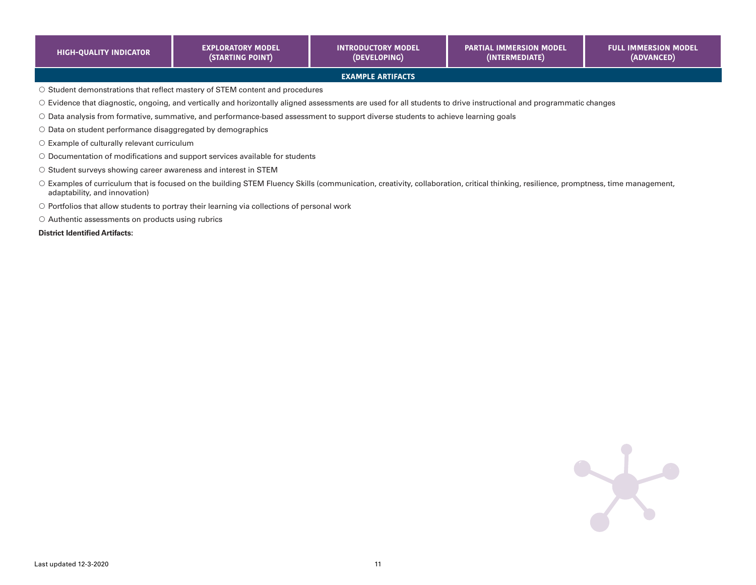| HIGH-QUALITY INDICATOR | EXPLORATORY MODEL (STARTING POINT) | INTRODUCTORY MODEL (DEVELOPING) | PARTIAL IMMERSION MODEL (INTERMEDIATE) | FULL IMMERSION MODEL (ADVANCED) |
|---|---|---|---|---|

**EXAMPLE ARTIFACTS**

- ○ Student demonstrations that reflect mastery of STEM content and procedures
- ○ Evidence that diagnostic, ongoing, and vertically and horizontally aligned assessments are used for all students to drive instructional and programmatic changes
- ○ Data analysis from formative, summative, and performance-based assessment to support diverse students to achieve learning goals
- ○ Data on student performance disaggregated by demographics
- ○ Example of culturally relevant curriculum
- ○ Documentation of modifications and support services available for students
- ○ Student surveys showing career awareness and interest in STEM
- ○ Examples of curriculum that is focused on the building STEM Fluency Skills (communication, creativity, collaboration, critical thinking, resilience, promptness, time management, adaptability, and innovation)
- ○ Portfolios that allow students to portray their learning via collections of personal work
- ○ Authentic assessments on products using rubrics

**District Identified Artifacts:**

Last updated 12-3-2020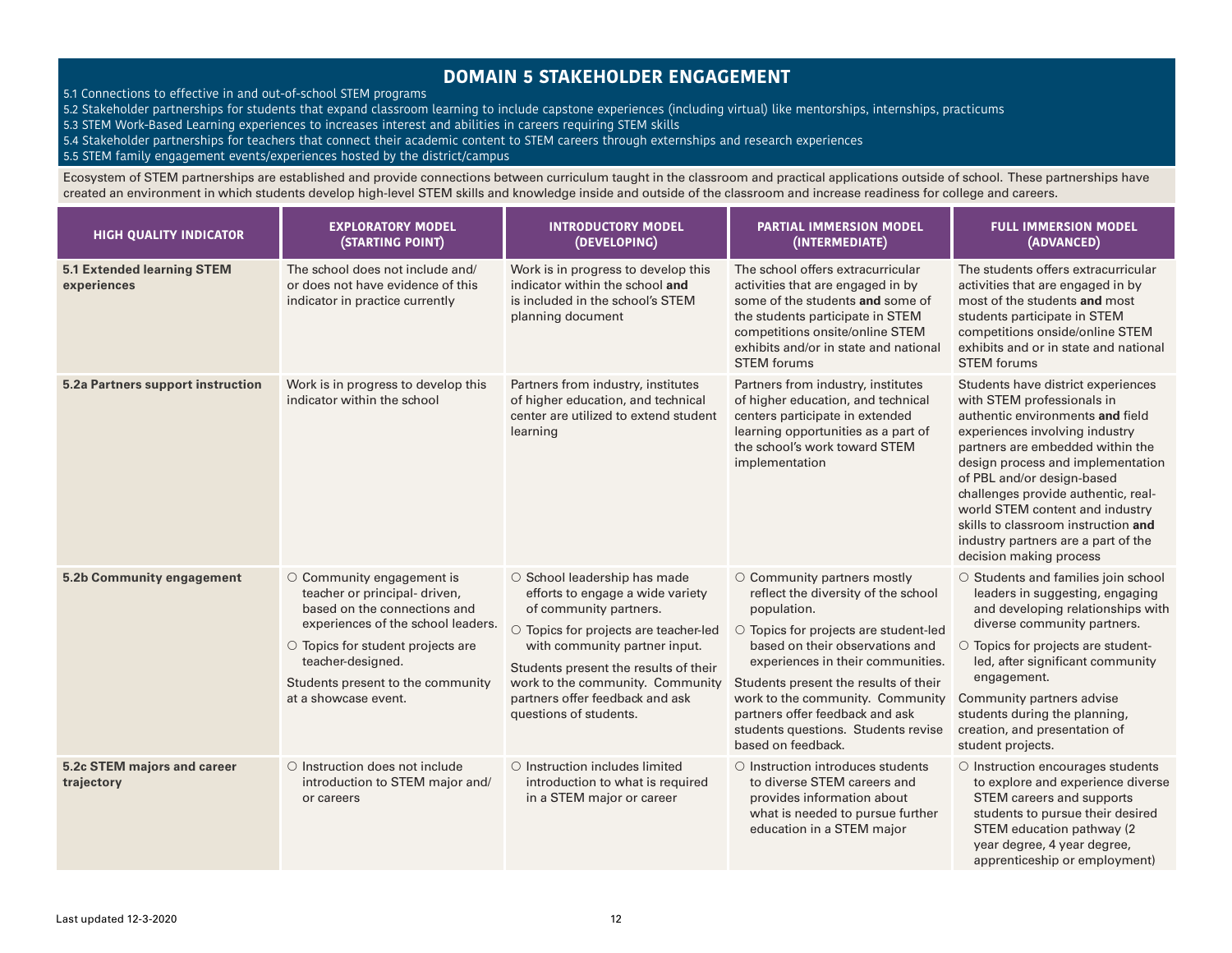# DOMAIN 5 STAKEHOLDER ENGAGEMENT

5.1 Connections to effective in and out-of-school STEM programs
5.2 Stakeholder partnerships for students that expand classroom learning to include capstone experiences (including virtual) like mentorships, internships, practicums
5.3 STEM Work-Based Learning experiences to increases interest and abilities in careers requiring STEM skills
5.4 Stakeholder partnerships for teachers that connect their academic content to STEM careers through externships and research experiences
5.5 STEM family engagement events/experiences hosted by the district/campus

Ecosystem of STEM partnerships are established and provide connections between curriculum taught in the classroom and practical applications outside of school. These partnerships have created an environment in which students develop high-level STEM skills and knowledge inside and outside of the classroom and increase readiness for college and careers.

| HIGH QUALITY INDICATOR | EXPLORATORY MODEL (STARTING POINT) | INTRODUCTORY MODEL (DEVELOPING) | PARTIAL IMMERSION MODEL (INTERMEDIATE) | FULL IMMERSION MODEL (ADVANCED) |
|---|---|---|---|---|
| **5.1 Extended learning STEM experiences** | The school does not include and/ or does not have evidence of this indicator in practice currently | Work is in progress to develop this indicator within the school **and** is included in the school's STEM planning document | The school offers extracurricular activities that are engaged in by some of the students **and** some of the students participate in STEM competitions onsite/online STEM exhibits and/or in state and national STEM forums | The students offers extracurricular activities that are engaged in by most of the students **and** most students participate in STEM competitions onside/online STEM exhibits and or in state and national STEM forums |
| **5.2a Partners support instruction** | Work is in progress to develop this indicator within the school | Partners from industry, institutes of higher education, and technical center are utilized to extend student learning | Partners from industry, institutes of higher education, and technical centers participate in extended learning opportunities as a part of the school's work toward STEM implementation | Students have district experiences with STEM professionals in authentic environments **and** field experiences involving industry partners are embedded within the design process and implementation of PBL and/or design-based challenges provide authentic, real-world STEM content and industry skills to classroom instruction **and** industry partners are a part of the decision making process |
| **5.2b Community engagement** | ○ Community engagement is teacher or principal- driven, based on the connections and experiences of the school leaders.<br>○ Topics for student projects are teacher-designed.<br>Students present to the community at a showcase event. | ○ School leadership has made efforts to engage a wide variety of community partners.<br>○ Topics for projects are teacher-led with community partner input.<br>Students present the results of their work to the community. Community partners offer feedback and ask questions of students. | ○ Community partners mostly reflect the diversity of the school population.<br>○ Topics for projects are student-led based on their observations and experiences in their communities.<br>Students present the results of their work to the community. Community partners offer feedback and ask students questions. Students revise based on feedback. | ○ Students and families join school leaders in suggesting, engaging and developing relationships with diverse community partners.<br>○ Topics for projects are student-led, after significant community engagement.<br>Community partners advise students during the planning, creation, and presentation of student projects. |
| **5.2c STEM majors and career trajectory** | ○ Instruction does not include introduction to STEM major and/ or careers | ○ Instruction includes limited introduction to what is required in a STEM major or career | ○ Instruction introduces students to diverse STEM careers and provides information about what is needed to pursue further education in a STEM major | ○ Instruction encourages students to explore and experience diverse STEM careers and supports students to pursue their desired STEM education pathway (2 year degree, 4 year degree, apprenticeship or employment) |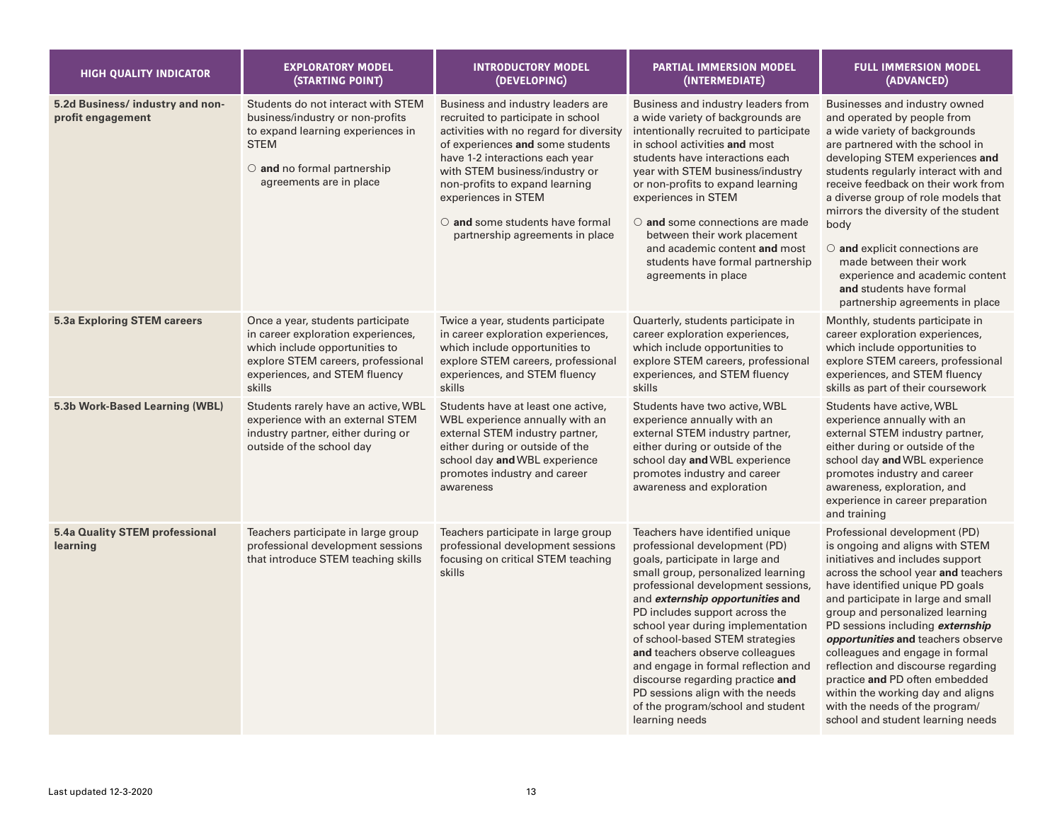| HIGH QUALITY INDICATOR | EXPLORATORY MODEL (STARTING POINT) | INTRODUCTORY MODEL (DEVELOPING) | PARTIAL IMMERSION MODEL (INTERMEDIATE) | FULL IMMERSION MODEL (ADVANCED) |
|---|---|---|---|---|
| **5.2d Business/ industry and non-profit engagement** | Students do not interact with STEM business/industry or non-profits to expand learning experiences in STEM<br>○ **and** no formal partnership agreements are in place | Business and industry leaders are recruited to participate in school activities with no regard for diversity of experiences **and** some students have 1-2 interactions each year with STEM business/industry or non-profits to expand learning experiences in STEM<br>○ **and** some students have formal partnership agreements in place | Business and industry leaders from a wide variety of backgrounds are intentionally recruited to participate in school activities **and** most students have interactions each year with STEM business/industry or non-profits to expand learning experiences in STEM<br>○ **and** some connections are made between their work placement and academic content **and** most students have formal partnership agreements in place | Businesses and industry owned and operated by people from a wide variety of backgrounds are partnered with the school in developing STEM experiences **and** students regularly interact with and receive feedback on their work from a diverse group of role models that mirrors the diversity of the student body<br>○ **and** explicit connections are made between their work experience and academic content **and** students have formal partnership agreements in place |
| **5.3a Exploring STEM careers** | Once a year, students participate in career exploration experiences, which include opportunities to explore STEM careers, professional experiences, and STEM fluency skills | Twice a year, students participate in career exploration experiences, which include opportunities to explore STEM careers, professional experiences, and STEM fluency skills | Quarterly, students participate in career exploration experiences, which include opportunities to explore STEM careers, professional experiences, and STEM fluency skills | Monthly, students participate in career exploration experiences, which include opportunities to explore STEM careers, professional experiences, and STEM fluency skills as part of their coursework |
| **5.3b Work-Based Learning (WBL)** | Students rarely have an active, WBL experience with an external STEM industry partner, either during or outside of the school day | Students have at least one active, WBL experience annually with an external STEM industry partner, either during or outside of the school day **and** WBL experience promotes industry and career awareness | Students have two active, WBL experience annually with an external STEM industry partner, either during or outside of the school day **and** WBL experience promotes industry and career awareness and exploration | Students have active, WBL experience annually with an external STEM industry partner, either during or outside of the school day **and** WBL experience promotes industry and career awareness, exploration, and experience in career preparation and training |
| **5.4a Quality STEM professional learning** | Teachers participate in large group professional development sessions that introduce STEM teaching skills | Teachers participate in large group professional development sessions focusing on critical STEM teaching skills | Teachers have identified unique professional development (PD) goals, participate in large and small group, personalized learning professional development sessions, and ***externship opportunities*** **and** PD includes support across the school year during implementation of school-based STEM strategies **and** teachers observe colleagues and engage in formal reflection and discourse regarding practice **and** PD sessions align with the needs of the program/school and student learning needs | Professional development (PD) is ongoing and aligns with STEM initiatives and includes support across the school year **and** teachers have identified unique PD goals and participate in large and small group and personalized learning PD sessions including ***externship opportunities*** **and** teachers observe colleagues and engage in formal reflection and discourse regarding practice **and** PD often embedded within the working day and aligns with the needs of the program/school and student learning needs |

Last updated 12-3-2020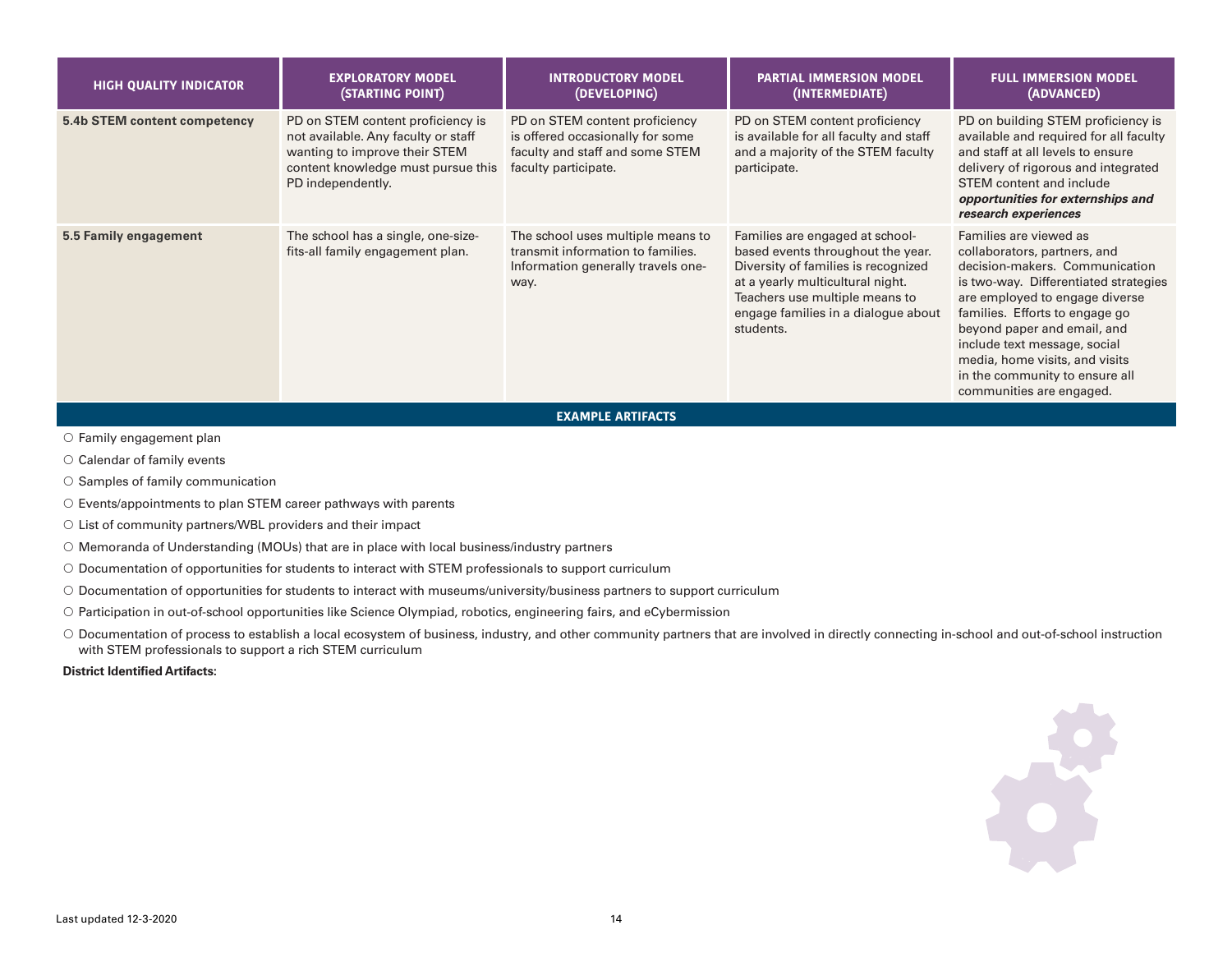| HIGH QUALITY INDICATOR | EXPLORATORY MODEL (STARTING POINT) | INTRODUCTORY MODEL (DEVELOPING) | PARTIAL IMMERSION MODEL (INTERMEDIATE) | FULL IMMERSION MODEL (ADVANCED) |
|---|---|---|---|---|
| **5.4b STEM content competency** | PD on STEM content proficiency is not available. Any faculty or staff wanting to improve their STEM content knowledge must pursue this PD independently. | PD on STEM content proficiency is offered occasionally for some faculty and staff and some STEM faculty participate. | PD on STEM content proficiency is available for all faculty and staff and a majority of the STEM faculty participate. | PD on building STEM proficiency is available and required for all faculty and staff at all levels to ensure delivery of rigorous and integrated STEM content and include ***opportunities for externships and research experiences*** |
| **5.5 Family engagement** | The school has a single, one-size-fits-all family engagement plan. | The school uses multiple means to transmit information to families. Information generally travels one-way. | Families are engaged at school-based events throughout the year. Diversity of families is recognized at a yearly multicultural night. Teachers use multiple means to engage families in a dialogue about students. | Families are viewed as collaborators, partners, and decision-makers. Communication is two-way. Differentiated strategies are employed to engage diverse families. Efforts to engage go beyond paper and email, and include text message, social media, home visits, and visits in the community to ensure all communities are engaged. |

**EXAMPLE ARTIFACTS**

- ○ Family engagement plan
- ○ Calendar of family events
- ○ Samples of family communication
- ○ Events/appointments to plan STEM career pathways with parents
- ○ List of community partners/WBL providers and their impact
- ○ Memoranda of Understanding (MOUs) that are in place with local business/industry partners
- ○ Documentation of opportunities for students to interact with STEM professionals to support curriculum
- ○ Documentation of opportunities for students to interact with museums/university/business partners to support curriculum
- ○ Participation in out-of-school opportunities like Science Olympiad, robotics, engineering fairs, and eCybermission
- ○ Documentation of process to establish a local ecosystem of business, industry, and other community partners that are involved in directly connecting in-school and out-of-school instruction with STEM professionals to support a rich STEM curriculum

**District Identified Artifacts:**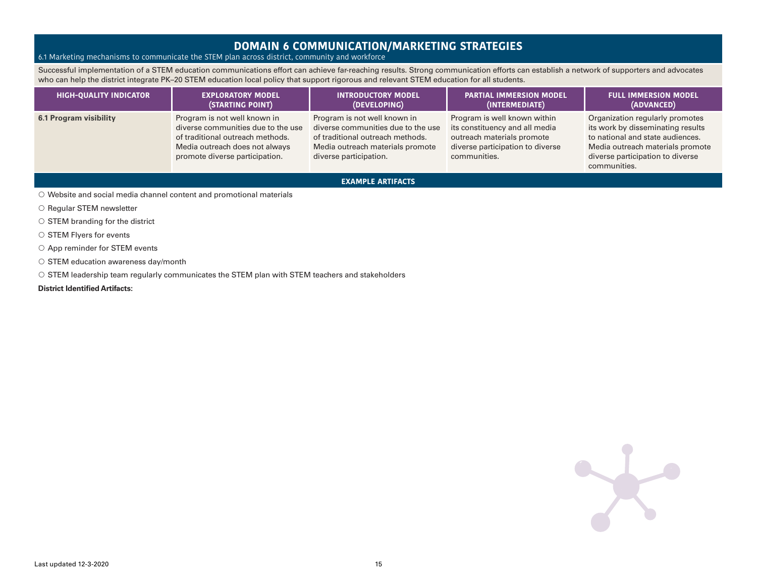# DOMAIN 6 COMMUNICATION/MARKETING STRATEGIES

6.1 Marketing mechanisms to communicate the STEM plan across district, community and workforce

Successful implementation of a STEM education communications effort can achieve far-reaching results. Strong communication efforts can establish a network of supporters and advocates who can help the district integrate PK–20 STEM education local policy that support rigorous and relevant STEM education for all students.

| HIGH-QUALITY INDICATOR | EXPLORATORY MODEL (STARTING POINT) | INTRODUCTORY MODEL (DEVELOPING) | PARTIAL IMMERSION MODEL (INTERMEDIATE) | FULL IMMERSION MODEL (ADVANCED) |
| --- | --- | --- | --- | --- |
| **6.1 Program visibility** | Program is not well known in diverse communities due to the use of traditional outreach methods. Media outreach does not always promote diverse participation. | Program is not well known in diverse communities due to the use of traditional outreach methods. Media outreach materials promote diverse participation. | Program is well known within its constituency and all media outreach materials promote diverse participation to diverse communities. | Organization regularly promotes its work by disseminating results to national and state audiences. Media outreach materials promote diverse participation to diverse communities. |

**EXAMPLE ARTIFACTS**

- ○ Website and social media channel content and promotional materials
- ○ Regular STEM newsletter
- ○ STEM branding for the district
- ○ STEM Flyers for events
- ○ App reminder for STEM events
- ○ STEM education awareness day/month
- ○ STEM leadership team regularly communicates the STEM plan with STEM teachers and stakeholders

**District Identified Artifacts:**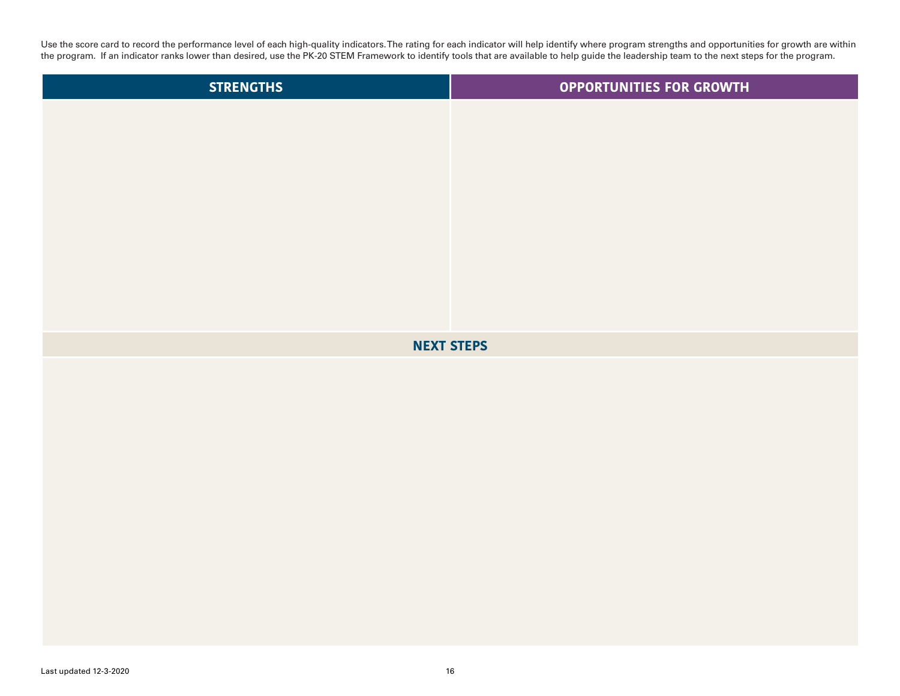Use the score card to record the performance level of each high-quality indicators. The rating for each indicator will help identify where program strengths and opportunities for growth are within the program. If an indicator ranks lower than desired, use the PK-20 STEM Framework to identify tools that are available to help guide the leadership team to the next steps for the program.

| STRENGTHS | OPPORTUNITIES FOR GROWTH |
| --- | --- |
| | |

| NEXT STEPS |
| --- |
| |

Last updated 12-3-2020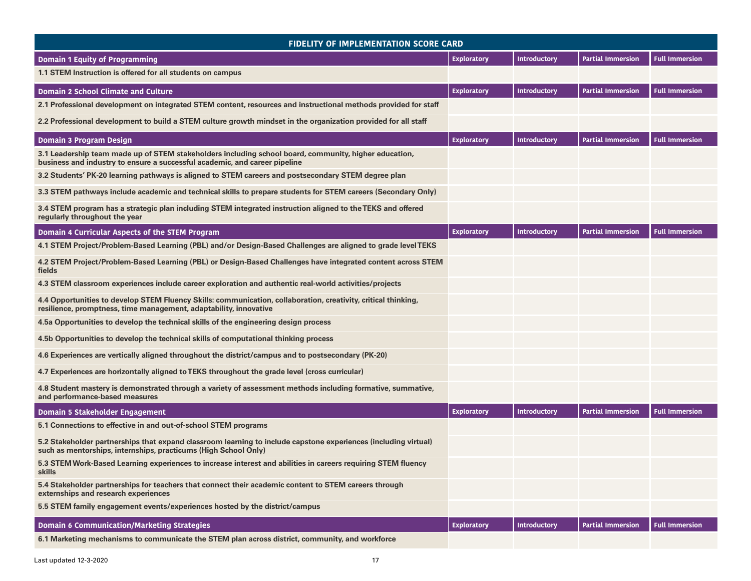| FIDELITY OF IMPLEMENTATION SCORE CARD | | | | |
|---|---|---|---|---|
| **Domain 1 Equity of Programming** | **Exploratory** | **Introductory** | **Partial Immersion** | **Full Immersion** |
| 1.1 STEM Instruction is offered for all students on campus | | | | |
| **Domain 2 School Climate and Culture** | **Exploratory** | **Introductory** | **Partial Immersion** | **Full Immersion** |
| 2.1 Professional development on integrated STEM content, resources and instructional methods provided for staff | | | | |
| 2.2 Professional development to build a STEM culture growth mindset in the organization provided for all staff | | | | |
| **Domain 3 Program Design** | **Exploratory** | **Introductory** | **Partial Immersion** | **Full Immersion** |
| 3.1 Leadership team made up of STEM stakeholders including school board, community, higher education, business and industry to ensure a successful academic, and career pipeline | | | | |
| 3.2 Students' PK-20 learning pathways is aligned to STEM careers and postsecondary STEM degree plan | | | | |
| 3.3 STEM pathways include academic and technical skills to prepare students for STEM careers (Secondary Only) | | | | |
| 3.4 STEM program has a strategic plan including STEM integrated instruction aligned to the TEKS and offered regularly throughout the year | | | | |
| **Domain 4 Curricular Aspects of the STEM Program** | **Exploratory** | **Introductory** | **Partial Immersion** | **Full Immersion** |
| 4.1 STEM Project/Problem-Based Learning (PBL) and/or Design-Based Challenges are aligned to grade level TEKS | | | | |
| 4.2 STEM Project/Problem-Based Learning (PBL) or Design-Based Challenges have integrated content across STEM fields | | | | |
| 4.3 STEM classroom experiences include career exploration and authentic real-world activities/projects | | | | |
| 4.4 Opportunities to develop STEM Fluency Skills: communication, collaboration, creativity, critical thinking, resilience, promptness, time management, adaptability, innovative | | | | |
| 4.5a Opportunities to develop the technical skills of the engineering design process | | | | |
| 4.5b Opportunities to develop the technical skills of computational thinking process | | | | |
| 4.6 Experiences are vertically aligned throughout the district/campus and to postsecondary (PK-20) | | | | |
| 4.7 Experiences are horizontally aligned to TEKS throughout the grade level (cross curricular) | | | | |
| 4.8 Student mastery is demonstrated through a variety of assessment methods including formative, summative, and performance-based measures | | | | |
| **Domain 5 Stakeholder Engagement** | **Exploratory** | **Introductory** | **Partial Immersion** | **Full Immersion** |
| 5.1 Connections to effective in and out-of-school STEM programs | | | | |
| 5.2 Stakeholder partnerships that expand classroom learning to include capstone experiences (including virtual) such as mentorships, internships, practicums (High School Only) | | | | |
| 5.3 STEM Work-Based Learning experiences to increase interest and abilities in careers requiring STEM fluency skills | | | | |
| 5.4 Stakeholder partnerships for teachers that connect their academic content to STEM careers through externships and research experiences | | | | |
| 5.5 STEM family engagement events/experiences hosted by the district/campus | | | | |
| **Domain 6 Communication/Marketing Strategies** | **Exploratory** | **Introductory** | **Partial Immersion** | **Full Immersion** |
| 6.1 Marketing mechanisms to communicate the STEM plan across district, community, and workforce | | | | |

Last updated 12-3-2020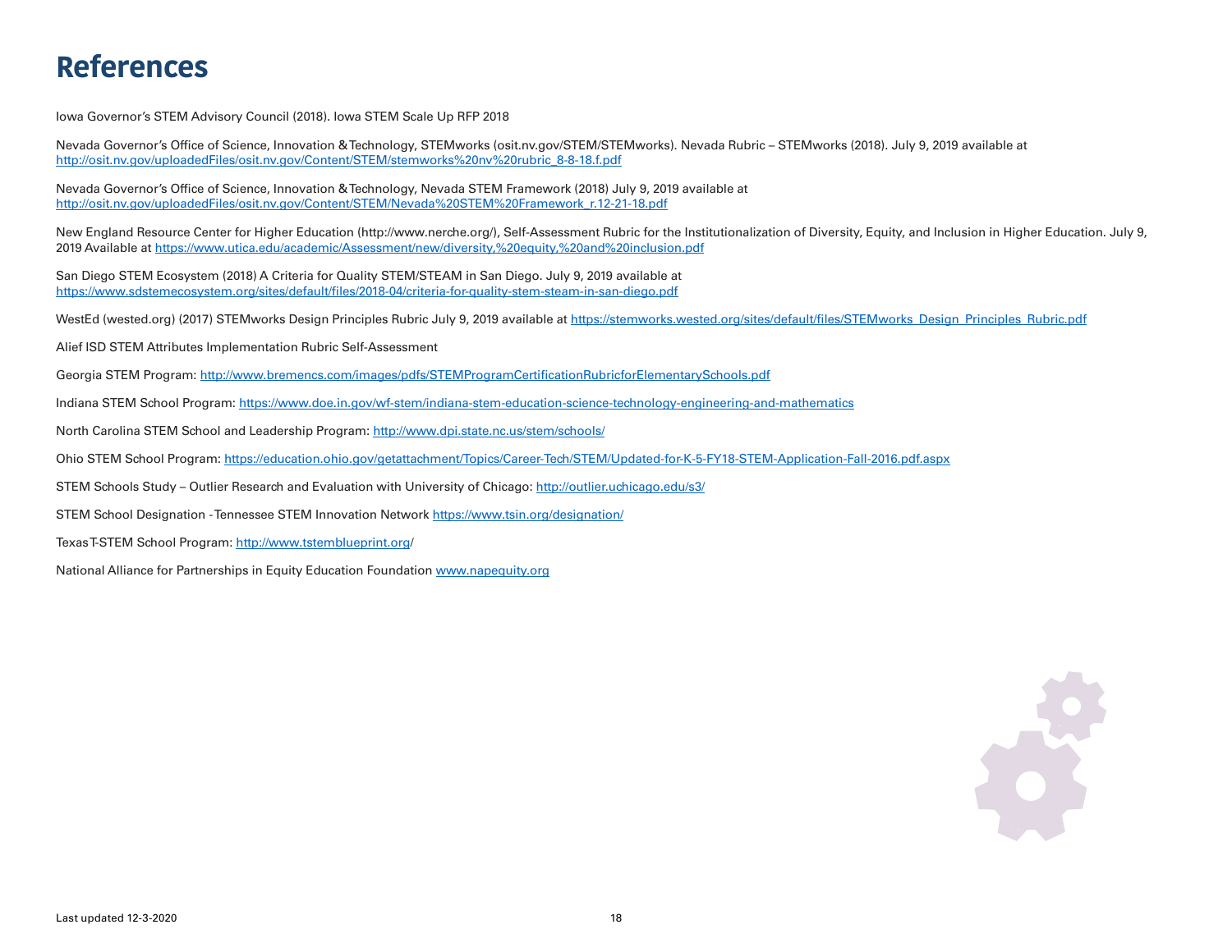# References

Iowa Governor's STEM Advisory Council (2018). Iowa STEM Scale Up RFP 2018

Nevada Governor's Office of Science, Innovation & Technology, STEMworks (osit.nv.gov/STEM/STEMworks). Nevada Rubric – STEMworks (2018). July 9, 2019 available at http://osit.nv.gov/uploadedFiles/osit.nv.gov/Content/STEM/stemworks%20nv%20rubric_8-8-18.f.pdf

Nevada Governor's Office of Science, Innovation & Technology, Nevada STEM Framework (2018) July 9, 2019 available at http://osit.nv.gov/uploadedFiles/osit.nv.gov/Content/STEM/Nevada%20STEM%20Framework_r.12-21-18.pdf

New England Resource Center for Higher Education (http://www.nerche.org/), Self-Assessment Rubric for the Institutionalization of Diversity, Equity, and Inclusion in Higher Education. July 9, 2019 Available at https://www.utica.edu/academic/Assessment/new/diversity,%20equity,%20and%20inclusion.pdf

San Diego STEM Ecosystem (2018) A Criteria for Quality STEM/STEAM in San Diego. July 9, 2019 available at https://www.sdstemecosystem.org/sites/default/files/2018-04/criteria-for-quality-stem-steam-in-san-diego.pdf

WestEd (wested.org) (2017) STEMworks Design Principles Rubric July 9, 2019 available at https://stemworks.wested.org/sites/default/files/STEMworks_Design_Principles_Rubric.pdf

Alief ISD STEM Attributes Implementation Rubric Self-Assessment

Georgia STEM Program: http://www.bremencs.com/images/pdfs/STEMProgramCertificationRubricforElementarySchools.pdf

Indiana STEM School Program: https://www.doe.in.gov/wf-stem/indiana-stem-education-science-technology-engineering-and-mathematics

North Carolina STEM School and Leadership Program: http://www.dpi.state.nc.us/stem/schools/

Ohio STEM School Program: https://education.ohio.gov/getattachment/Topics/Career-Tech/STEM/Updated-for-K-5-FY18-STEM-Application-Fall-2016.pdf.aspx

STEM Schools Study – Outlier Research and Evaluation with University of Chicago: http://outlier.uchicago.edu/s3/

STEM School Designation - Tennessee STEM Innovation Network https://www.tsin.org/designation/

Texas T-STEM School Program: http://www.tstemblueprint.org/

National Alliance for Partnerships in Equity Education Foundation www.napequity.org

Last updated 12-3-2020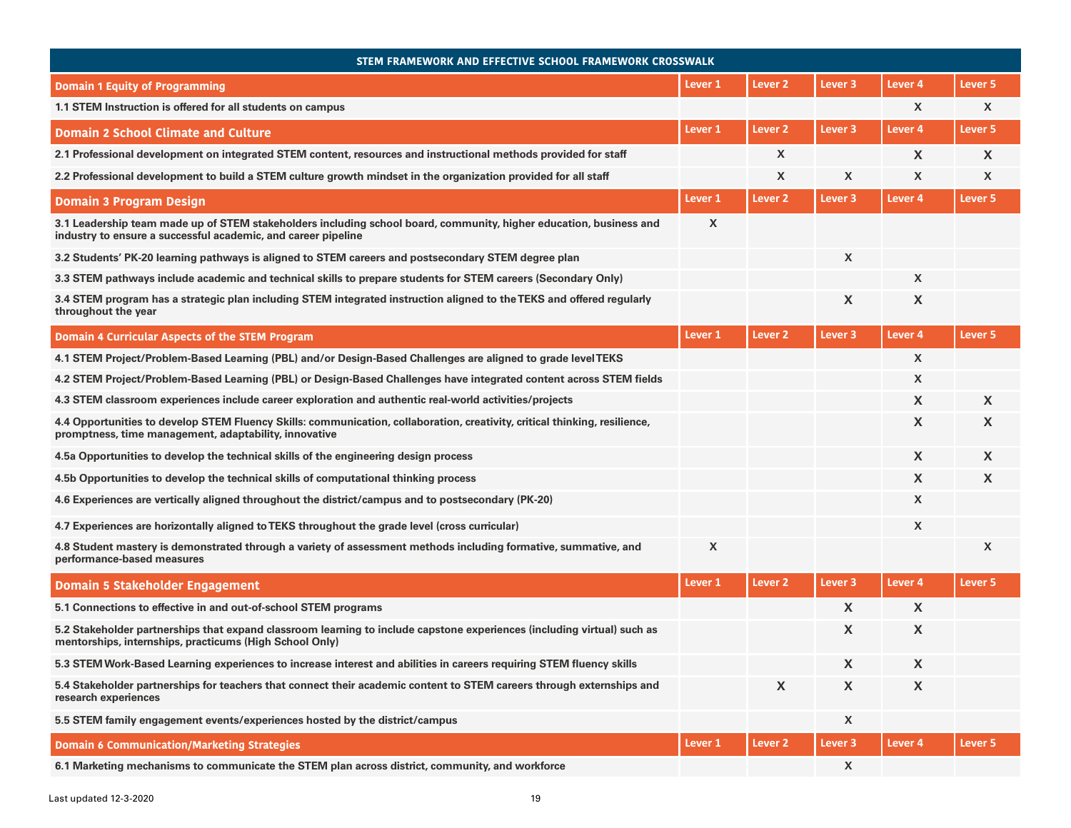| STEM FRAMEWORK AND EFFECTIVE SCHOOL FRAMEWORK CROSSWALK | | | | | |
|---|---|---|---|---|---|
| **Domain 1 Equity of Programming** | **Lever 1** | **Lever 2** | **Lever 3** | **Lever 4** | **Lever 5** |
| 1.1 STEM Instruction is offered for all students on campus | | | | X | X |
| **Domain 2 School Climate and Culture** | **Lever 1** | **Lever 2** | **Lever 3** | **Lever 4** | **Lever 5** |
| 2.1 Professional development on integrated STEM content, resources and instructional methods provided for staff | | X | | X | X |
| 2.2 Professional development to build a STEM culture growth mindset in the organization provided for all staff | | X | X | X | X |
| **Domain 3 Program Design** | **Lever 1** | **Lever 2** | **Lever 3** | **Lever 4** | **Lever 5** |
| 3.1 Leadership team made up of STEM stakeholders including school board, community, higher education, business and industry to ensure a successful academic, and career pipeline | X | | | | |
| 3.2 Students' PK-20 learning pathways is aligned to STEM careers and postsecondary STEM degree plan | | | X | | |
| 3.3 STEM pathways include academic and technical skills to prepare students for STEM careers (Secondary Only) | | | | X | |
| 3.4 STEM program has a strategic plan including STEM integrated instruction aligned to the TEKS and offered regularly throughout the year | | | X | X | |
| **Domain 4 Curricular Aspects of the STEM Program** | **Lever 1** | **Lever 2** | **Lever 3** | **Lever 4** | **Lever 5** |
| 4.1 STEM Project/Problem-Based Learning (PBL) and/or Design-Based Challenges are aligned to grade level TEKS | | | | X | |
| 4.2 STEM Project/Problem-Based Learning (PBL) or Design-Based Challenges have integrated content across STEM fields | | | | X | |
| 4.3 STEM classroom experiences include career exploration and authentic real-world activities/projects | | | | X | X |
| 4.4 Opportunities to develop STEM Fluency Skills: communication, collaboration, creativity, critical thinking, resilience, promptness, time management, adaptability, innovative | | | | X | X |
| 4.5a Opportunities to develop the technical skills of the engineering design process | | | | X | X |
| 4.5b Opportunities to develop the technical skills of computational thinking process | | | | X | X |
| 4.6 Experiences are vertically aligned throughout the district/campus and to postsecondary (PK-20) | | | | X | |
| 4.7 Experiences are horizontally aligned to TEKS throughout the grade level (cross curricular) | | | | X | |
| 4.8 Student mastery is demonstrated through a variety of assessment methods including formative, summative, and performance-based measures | X | | | | X |
| **Domain 5 Stakeholder Engagement** | **Lever 1** | **Lever 2** | **Lever 3** | **Lever 4** | **Lever 5** |
| 5.1 Connections to effective in and out-of-school STEM programs | | | X | X | |
| 5.2 Stakeholder partnerships that expand classroom learning to include capstone experiences (including virtual) such as mentorships, internships, practicums (High School Only) | | | X | X | |
| 5.3 STEM Work-Based Learning experiences to increase interest and abilities in careers requiring STEM fluency skills | | | X | X | |
| 5.4 Stakeholder partnerships for teachers that connect their academic content to STEM careers through externships and research experiences | | X | X | X | |
| 5.5 STEM family engagement events/experiences hosted by the district/campus | | | X | | |
| **Domain 6 Communication/Marketing Strategies** | **Lever 1** | **Lever 2** | **Lever 3** | **Lever 4** | **Lever 5** |
| 6.1 Marketing mechanisms to communicate the STEM plan across district, community, and workforce | | | X | | |

Last updated 12-3-2020